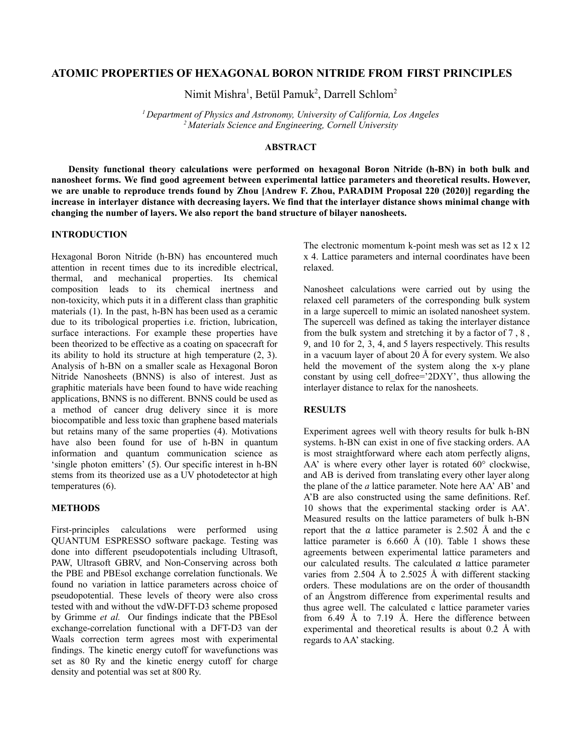# ATOMIC PROPERTIES OF HEXAGONAL BORON NITRIDE FROM FIRST PRINCIPLES

Nimit Mishra[1], Betül Pamuk[2], Darrell Schlom[2]

*[1] Department of Physics and Astronomy, University of California, Los Angeles*
*[2] Materials Science and Engineering, Cornell University*

## ABSTRACT

**Density functional theory calculations were performed on hexagonal Boron Nitride (h-BN) in both bulk and nanosheet forms. We find good agreement between experimental lattice parameters and theoretical results. However, we are unable to reproduce trends found by Zhou [Andrew F. Zhou, PARADIM Proposal 220 (2020)] regarding the increase in interlayer distance with decreasing layers. We find that the interlayer distance shows minimal change with changing the number of layers. We also report the band structure of bilayer nanosheets.**

## INTRODUCTION

Hexagonal Boron Nitride (h-BN) has encountered much attention in recent times due to its incredible electrical, thermal, and mechanical properties. Its chemical composition leads to its chemical inertness and non-toxicity, which puts it in a different class than graphitic materials (1). In the past, h-BN has been used as a ceramic due to its tribological properties i.e. friction, lubrication, surface interactions. For example these properties have been theorized to be effective as a coating on spacecraft for its ability to hold its structure at high temperature (2, 3). Analysis of h-BN on a smaller scale as Hexagonal Boron Nitride Nanosheets (BNNS) is also of interest. Just as graphitic materials have been found to have wide reaching applications, BNNS is no different. BNNS could be used as a method of cancer drug delivery since it is more biocompatible and less toxic than graphene based materials but retains many of the same properties (4). Motivations have also been found for use of h-BN in quantum information and quantum communication science as 'single photon emitters' (5). Our specific interest in h-BN stems from its theorized use as a UV photodetector at high temperatures (6).

## METHODS

First-principles calculations were performed using QUANTUM ESPRESSO software package. Testing was done into different pseudopotentials including Ultrasoft, PAW, Ultrasoft GBRV, and Non-Conserving across both the PBE and PBEsol exchange correlation functionals. We found no variation in lattice parameters across choice of pseudopotential. These levels of theory were also cross tested with and without the vdW-DFT-D3 scheme proposed by Grimme *et al.* Our findings indicate that the PBEsol exchange-correlation functional with a DFT-D3 van der Waals correction term agrees most with experimental findings. The kinetic energy cutoff for wavefunctions was set as 80 Ry and the kinetic energy cutoff for charge density and potential was set at 800 Ry. The electronic momentum k-point mesh was set as 12 x 12 x 4. Lattice parameters and internal coordinates have been relaxed.

Nanosheet calculations were carried out by using the relaxed cell parameters of the corresponding bulk system in a large supercell to mimic an isolated nanosheet system. The supercell was defined as taking the interlayer distance from the bulk system and stretching it by a factor of 7 , 8 , 9, and 10 for 2, 3, 4, and 5 layers respectively. This results in a vacuum layer of about 20 Å for every system. We also held the movement of the system along the x-y plane constant by using cell_dofree='2DXY', thus allowing the interlayer distance to relax for the nanosheets.

## RESULTS

Experiment agrees well with theory results for bulk h-BN systems. h-BN can exist in one of five stacking orders. AA is most straightforward where each atom perfectly aligns, AA' is where every other layer is rotated 60° clockwise, and AB is derived from translating every other layer along the plane of the $a$ lattice parameter. Note here AA' AB' and A'B are also constructed using the same definitions. Ref. 10 shows that the experimental stacking order is AA'. Measured results on the lattice parameters of bulk h-BN report that the $a$ lattice parameter is 2.502 Å and the c lattice parameter is 6.660 Å (10). Table 1 shows these agreements between experimental lattice parameters and our calculated results. The calculated $a$ lattice parameter varies from 2.504 Å to 2.5025 Å with different stacking orders. These modulations are on the order of thousandth of an Ångstrom difference from experimental results and thus agree well. The calculated c lattice parameter varies from 6.49 Å to 7.19 Å. Here the difference between experimental and theoretical results is about 0.2 Å with regards to AA' stacking.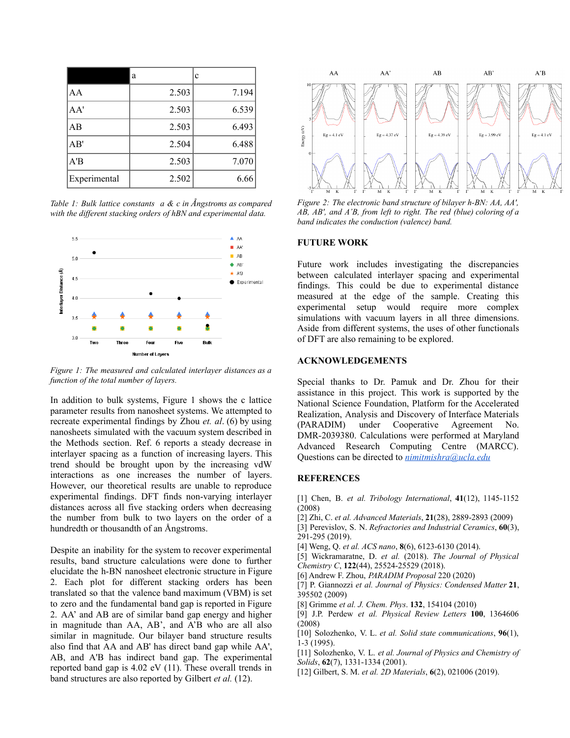| | a | c |
|---|---|---|
| AA | 2.503 | 7.194 |
| AA' | 2.503 | 6.539 |
| AB | 2.503 | 6.493 |
| AB' | 2.504 | 6.488 |
| A'B | 2.503 | 7.070 |
| Experimental | 2.502 | 6.66 |

*Table 1: Bulk lattice constants a & c in Ångstroms as compared with the different stacking orders of hBN and experimental data.*

5.5
5.0
4.5
4.0
3.5
3.0
Interlayer Distance (Å)
Two
Three
Four
Five
Bulk
Number of Layers
AA
AA'
AB
AB'
A'B
Experimental

*Figure 1: The measured and calculated interlayer distances as a function of the total number of layers.*

In addition to bulk systems, Figure 1 shows the c lattice parameter results from nanosheet systems. We attempted to recreate experimental findings by Zhou *et. al*. (6) by using nanosheets simulated with the vacuum system described in the Methods section. Ref. 6 reports a steady decrease in interlayer spacing as a function of increasing layers. This trend should be brought upon by the increasing vdW interactions as one increases the number of layers. However, our theoretical results are unable to reproduce experimental findings. DFT finds non-varying interlayer distances across all five stacking orders when decreasing the number from bulk to two layers on the order of a hundredth or thousandth of an Ångstroms.

Despite an inability for the system to recover experimental results, band structure calculations were done to further elucidate the h-BN nanosheet electronic structure in Figure 2. Each plot for different stacking orders has been translated so that the valence band maximum (VBM) is set to zero and the fundamental band gap is reported in Figure 2. AA' and AB are of similar band gap energy and higher in magnitude than AA, AB', and A'B who are all also similar in magnitude. Our bilayer band structure results also find that AA and AB' has direct band gap while AA', AB, and A'B has indirect band gap. The experimental reported band gap is 4.02 eV (11). These overall trends in band structures are also reported by Gilbert *et al.* (12).

AA
AA'
AB
AB'
A'B
10
5
0
-5
Energy (eV)
Eg = 4.1 eV
Eg = 4.37 eV
Eg = 4.39 eV
Eg = 3.99 eV
Eg = 4.1 eV
Γ M K Γ

*Figure 2: The electronic band structure of bilayer h-BN: AA, AA', AB, AB', and A'B, from left to right. The red (blue) coloring of a band indicates the conduction (valence) band.*

## FUTURE WORK

Future work includes investigating the discrepancies between calculated interlayer spacing and experimental findings. This could be due to experimental distance measured at the edge of the sample. Creating this experimental setup would require more complex simulations with vacuum layers in all three dimensions. Aside from different systems, the uses of other functionals of DFT are also remaining to be explored.

## ACKNOWLEDGEMENTS

Special thanks to Dr. Pamuk and Dr. Zhou for their assistance in this project. This work is supported by the National Science Foundation, Platform for the Accelerated Realization, Analysis and Discovery of Interface Materials (PARADIM) under Cooperative Agreement No. DMR-2039380. Calculations were performed at Maryland Advanced Research Computing Centre (MARCC). Questions can be directed to nimitmishra@ucla.edu

## REFERENCES

[1] Chen, B. *et al. Tribology International*, **41**(12), 1145-1152 (2008)
[2] Zhi, C. *et al. Advanced Materials*, **21**(28), 2889-2893 (2009)
[3] Perevislov, S. N. *Refractories and Industrial Ceramics*, **60**(3), 291-295 (2019).
[4] Weng, Q. *et al. ACS nano*, **8**(6), 6123-6130 (2014).
[5] Wickramaratne, D. *et al.* (2018). *The Journal of Physical Chemistry C*, **122**(44), 25524-25529 (2018).
[6] Andrew F. Zhou, *PARADIM Proposal* 220 (2020)
[7] P. Giannozzi *et al. Journal of Physics: Condensed Matter* **21**, 395502 (2009)
[8] Grimme *et al. J. Chem. Phys.* **132**, 154104 (2010)
[9] J.P. Perdew *et al. Physical Review Letters* **100**, 1364606 (2008)
[10] Solozhenko, V. L. *et al. Solid state communications*, **96**(1), 1-3 (1995).
[11] Solozhenko, V. L. *et al. Journal of Physics and Chemistry of Solids*, **62**(7), 1331-1334 (2001).
[12] Gilbert, S. M. *et al. 2D Materials*, **6**(2), 021006 (2019).